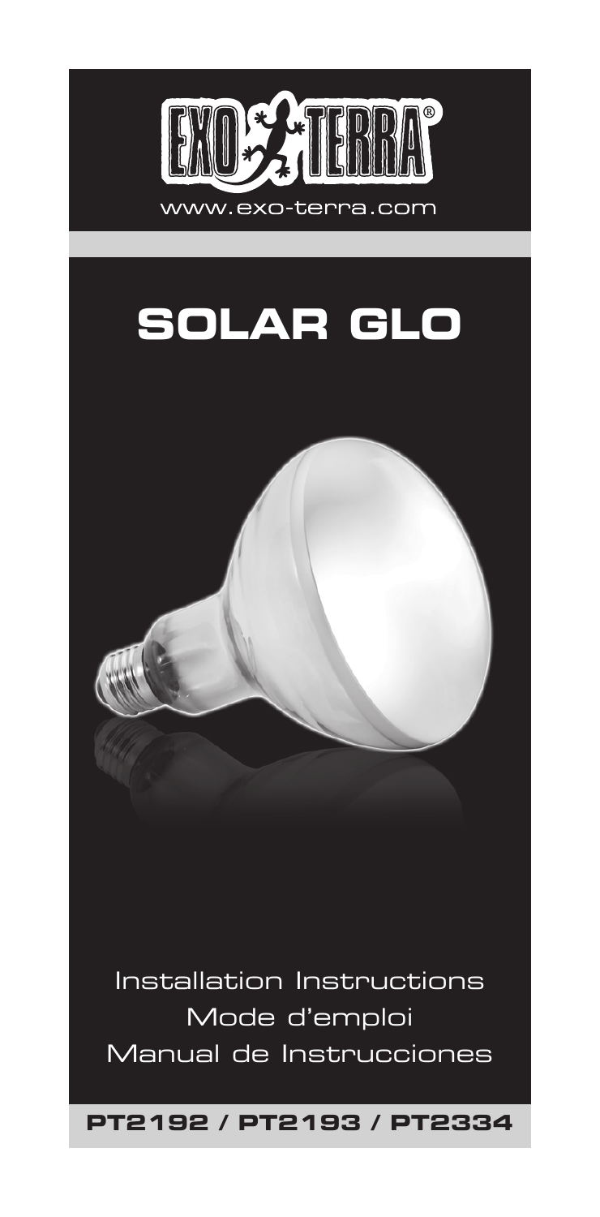EXO TERRA®

www.exo-terra.com

# SOLAR GLO

Installation Instructions

Mode d'emploi

Manual de Instrucciones

**PT2192 / PT2193 / PT2334**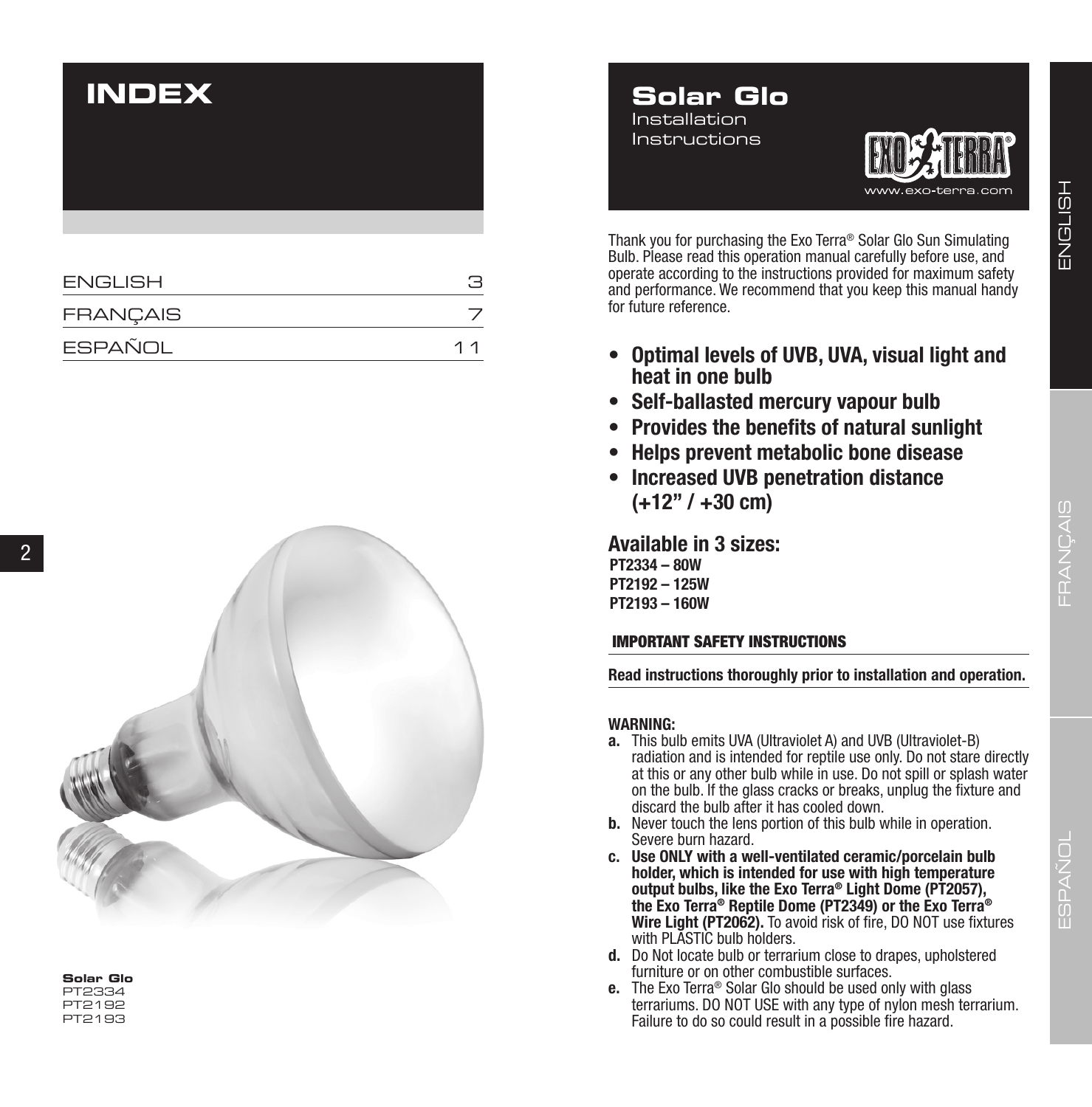# INDEX

| | |
|---|---|
| ENGLISH | 3 |
| FRANÇAIS | 7 |
| ESPAÑOL | 11 |

**Solar Glo**
PT2334
PT2192
PT2193

# Solar Glo

Installation Instructions

www.exo-terra.com

Thank you for purchasing the Exo Terra® Solar Glo Sun Simulating Bulb. Please read this operation manual carefully before use, and operate according to the instructions provided for maximum safety and performance. We recommend that you keep this manual handy for future reference.

- **Optimal levels of UVB, UVA, visual light and heat in one bulb**
- **Self-ballasted mercury vapour bulb**
- **Provides the benefits of natural sunlight**
- **Helps prevent metabolic bone disease**
- **Increased UVB penetration distance (+12" / +30 cm)**

## Available in 3 sizes:

**PT2334 – 80W**
**PT2192 – 125W**
**PT2193 – 160W**

### IMPORTANT SAFETY INSTRUCTIONS

**Read instructions thoroughly prior to installation and operation.**

**WARNING:**

**a.** This bulb emits UVA (Ultraviolet A) and UVB (Ultraviolet-B) radiation and is intended for reptile use only. Do not stare directly at this or any other bulb while in use. Do not spill or splash water on the bulb. If the glass cracks or breaks, unplug the fixture and discard the bulb after it has cooled down.

**b.** Never touch the lens portion of this bulb while in operation. Severe burn hazard.

**c. Use ONLY with a well-ventilated ceramic/porcelain bulb holder, which is intended for use with high temperature output bulbs, like the Exo Terra® Light Dome (PT2057), the Exo Terra® Reptile Dome (PT2349) or the Exo Terra® Wire Light (PT2062).** To avoid risk of fire, DO NOT use fixtures with PLASTIC bulb holders.

**d.** Do Not locate bulb or terrarium close to drapes, upholstered furniture or on other combustible surfaces.

**e.** The Exo Terra® Solar Glo should be used only with glass terrariums. DO NOT USE with any type of nylon mesh terrarium. Failure to do so could result in a possible fire hazard.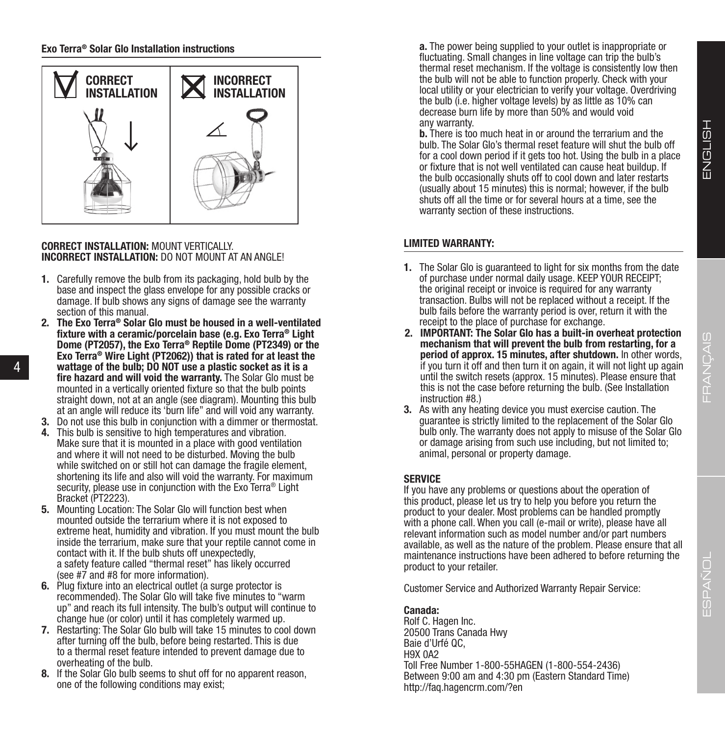### Exo Terra® Solar Glo Installation instructions

**CORRECT INSTALLATION** | **INCORRECT INSTALLATION**

**CORRECT INSTALLATION:** MOUNT VERTICALLY.
**INCORRECT INSTALLATION:** DO NOT MOUNT AT AN ANGLE!

1. Carefully remove the bulb from its packaging, hold bulb by the base and inspect the glass envelope for any possible cracks or damage. If bulb shows any signs of damage see the warranty section of this manual.
2. **The Exo Terra® Solar Glo must be housed in a well-ventilated fixture with a ceramic/porcelain base (e.g. Exo Terra® Light Dome (PT2057), the Exo Terra® Reptile Dome (PT2349) or the Exo Terra® Wire Light (PT2062)) that is rated for at least the wattage of the bulb; DO NOT use a plastic socket as it is a fire hazard and will void the warranty.** The Solar Glo must be mounted in a vertically oriented fixture so that the bulb points straight down, not at an angle (see diagram). Mounting this bulb at an angle will reduce its 'burn life" and will void any warranty.
3. Do not use this bulb in conjunction with a dimmer or thermostat.
4. This bulb is sensitive to high temperatures and vibration. Make sure that it is mounted in a place with good ventilation and where it will not need to be disturbed. Moving the bulb while switched on or still hot can damage the fragile element, shortening its life and also will void the warranty. For maximum security, please use in conjunction with the Exo Terra® Light Bracket (PT2223).
5. Mounting Location: The Solar Glo will function best when mounted outside the terrarium where it is not exposed to extreme heat, humidity and vibration. If you must mount the bulb inside the terrarium, make sure that your reptile cannot come in contact with it. If the bulb shuts off unexpectedly, a safety feature called "thermal reset" has likely occurred (see #7 and #8 for more information).
6. Plug fixture into an electrical outlet (a surge protector is recommended). The Solar Glo will take five minutes to "warm up" and reach its full intensity. The bulb's output will continue to change hue (or color) until it has completely warmed up.
7. Restarting: The Solar Glo bulb will take 15 minutes to cool down after turning off the bulb, before being restarted. This is due to a thermal reset feature intended to prevent damage due to overheating of the bulb.
8. If the Solar Glo bulb seems to shut off for no apparent reason, one of the following conditions may exist;

   **a.** The power being supplied to your outlet is inappropriate or fluctuating. Small changes in line voltage can trip the bulb's thermal reset mechanism. If the voltage is consistently low then the bulb will not be able to function properly. Check with your local utility or your electrician to verify your voltage. Overdriving the bulb (i.e. higher voltage levels) by as little as 10% can decrease burn life by more than 50% and would void any warranty.

   **b.** There is too much heat in or around the terrarium and the bulb. The Solar Glo's thermal reset feature will shut the bulb off for a cool down period if it gets too hot. Using the bulb in a place or fixture that is not well ventilated can cause heat buildup. If the bulb occasionally shuts off to cool down and later restarts (usually about 15 minutes) this is normal; however, if the bulb shuts off all the time or for several hours at a time, see the warranty section of these instructions.

### LIMITED WARRANTY:

1. The Solar Glo is guaranteed to light for six months from the date of purchase under normal daily usage. KEEP YOUR RECEIPT; the original receipt or invoice is required for any warranty transaction. Bulbs will not be replaced without a receipt. If the bulb fails before the warranty period is over, return it with the receipt to the place of purchase for exchange.
2. **IMPORTANT: The Solar Glo has a built-in overheat protection mechanism that will prevent the bulb from restarting, for a period of approx. 15 minutes, after shutdown.** In other words, if you turn it off and then turn it on again, it will not light up again until the switch resets (approx. 15 minutes). Please ensure that this is not the case before returning the bulb. (See Installation instruction #8.)
3. As with any heating device you must exercise caution. The guarantee is strictly limited to the replacement of the Solar Glo bulb only. The warranty does not apply to misuse of the Solar Glo or damage arising from such use including, but not limited to; animal, personal or property damage.

### SERVICE

If you have any problems or questions about the operation of this product, please let us try to help you before you return the product to your dealer. Most problems can be handled promptly with a phone call. When you call (e-mail or write), please have all relevant information such as model number and/or part numbers available, as well as the nature of the problem. Please ensure that all maintenance instructions have been adhered to before returning the product to your retailer.

Customer Service and Authorized Warranty Repair Service:

**Canada:**
Rolf C. Hagen Inc.
20500 Trans Canada Hwy
Baie d'Urfé QC,
H9X 0A2
Toll Free Number 1-800-55HAGEN (1-800-554-2436)
Between 9:00 am and 4:30 pm (Eastern Standard Time)
http://faq.hagencrm.com/?en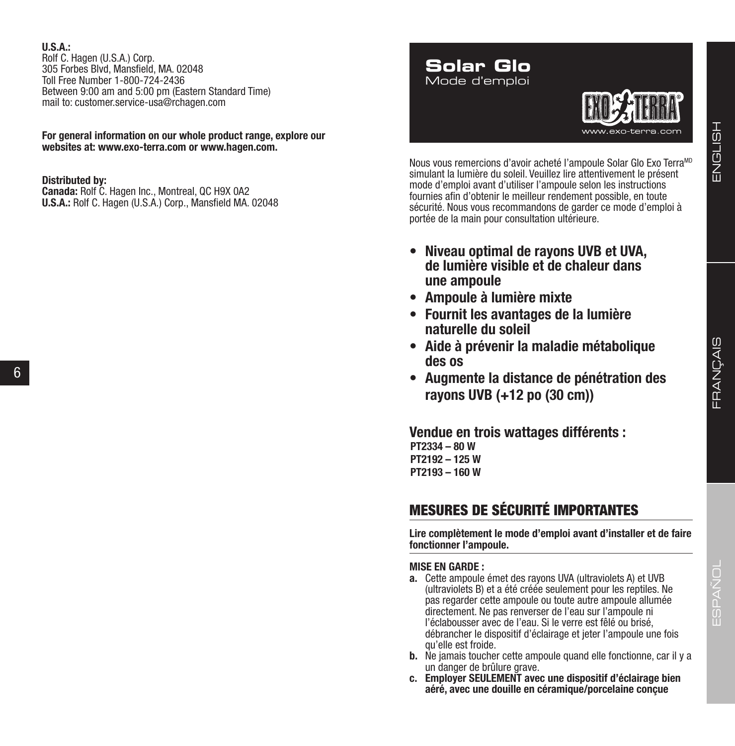**U.S.A.:**
Rolf C. Hagen (U.S.A.) Corp.
305 Forbes Blvd, Mansfield, MA. 02048
Toll Free Number 1-800-724-2436
Between 9:00 am and 5:00 pm (Eastern Standard Time)
mail to: customer.service-usa@rchagen.com

**For general information on our whole product range, explore our websites at: www.exo-terra.com or www.hagen.com.**

**Distributed by:**
**Canada:** Rolf C. Hagen Inc., Montreal, QC H9X 0A2
**U.S.A.:** Rolf C. Hagen (U.S.A.) Corp., Mansfield MA. 02048

# Solar Glo

Mode d'emploi

EXO TERRA®
www.exo-terra.com

Nous vous remercions d'avoir acheté l'ampoule Solar Glo Exo Terra[MD] simulant la lumière du soleil. Veuillez lire attentivement le présent mode d'emploi avant d'utiliser l'ampoule selon les instructions fournies afin d'obtenir le meilleur rendement possible, en toute sécurité. Nous vous recommandons de garder ce mode d'emploi à portée de la main pour consultation ultérieure.

- **Niveau optimal de rayons UVB et UVA, de lumière visible et de chaleur dans une ampoule**
- **Ampoule à lumière mixte**
- **Fournit les avantages de la lumière naturelle du soleil**
- **Aide à prévenir la maladie métabolique des os**
- **Augmente la distance de pénétration des rayons UVB (+12 po (30 cm))**

**Vendue en trois wattages différents :**
**PT2334 – 80 W**
**PT2192 – 125 W**
**PT2193 – 160 W**

## MESURES DE SÉCURITÉ IMPORTANTES

**Lire complètement le mode d'emploi avant d'installer et de faire fonctionner l'ampoule.**

**MISE EN GARDE :**

**a.** Cette ampoule émet des rayons UVA (ultraviolets A) et UVB (ultraviolets B) et a été créée seulement pour les reptiles. Ne pas regarder cette ampoule ou toute autre ampoule allumée directement. Ne pas renverser de l'eau sur l'ampoule ni l'éclabousser avec de l'eau. Si le verre est fêlé ou brisé, débrancher le dispositif d'éclairage et jeter l'ampoule une fois qu'elle est froide.

**b.** Ne jamais toucher cette ampoule quand elle fonctionne, car il y a un danger de brûlure grave.

**c. Employer SEULEMENT avec une dispositif d'éclairage bien aéré, avec une douille en céramique/porcelaine conçue**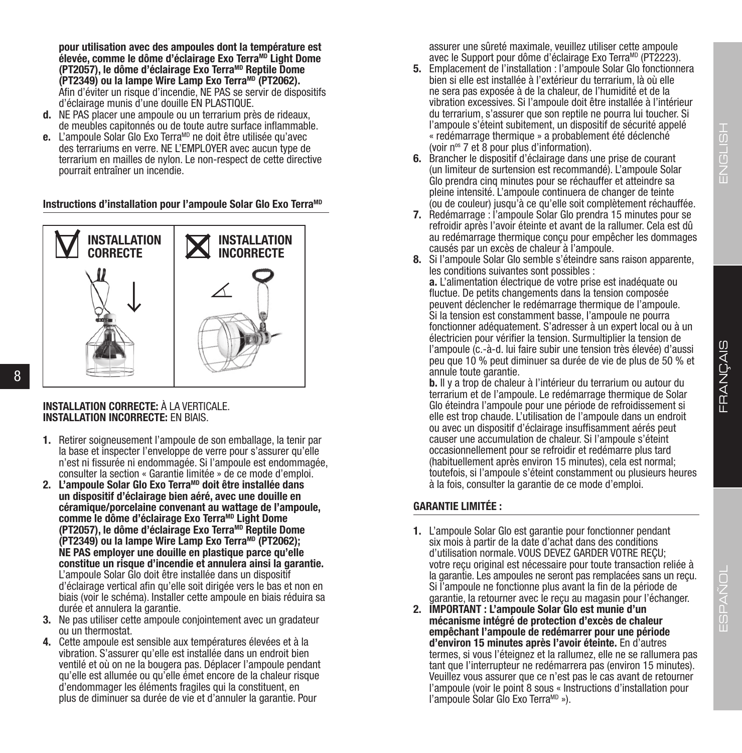**pour utilisation avec des ampoules dont la température est élevée, comme le dôme d'éclairage Exo Terra[MD] Light Dome (PT2057), le dôme d'éclairage Exo Terra[MD] Reptile Dome (PT2349) ou la lampe Wire Lamp Exo Terra[MD] (PT2062).** Afin d'éviter un risque d'incendie, NE PAS se servir de dispositifs d'éclairage munis d'une douille EN PLASTIQUE.

**d.** NE PAS placer une ampoule ou un terrarium près de rideaux, de meubles capitonnés ou de toute autre surface inflammable.

**e.** L'ampoule Solar Glo Exo Terra[MD] ne doit être utilisée qu'avec des terrariums en verre. NE L'EMPLOYER avec aucun type de terrarium en mailles de nylon. Le non-respect de cette directive pourrait entraîner un incendie.

### Instructions d'installation pour l'ampoule Solar Glo Exo Terra[MD]

| INSTALLATION CORRECTE | INSTALLATION INCORRECTE |
|---|---|

**INSTALLATION CORRECTE:** À LA VERTICALE.
**INSTALLATION INCORRECTE:** EN BIAIS.

1. Retirer soigneusement l'ampoule de son emballage, la tenir par la base et inspecter l'enveloppe de verre pour s'assurer qu'elle n'est ni fissurée ni endommagée. Si l'ampoule est endommagée, consulter la section « Garantie limitée » de ce mode d'emploi.
2. **L'ampoule Solar Glo Exo Terra[MD] doit être installée dans un dispositif d'éclairage bien aéré, avec une douille en céramique/porcelaine convenant au wattage de l'ampoule, comme le dôme d'éclairage Exo Terra[MD] Light Dome (PT2057), le dôme d'éclairage Exo Terra[MD] Reptile Dome (PT2349) ou la lampe Wire Lamp Exo Terra[MD] (PT2062); NE PAS employer une douille en plastique parce qu'elle constitue un risque d'incendie et annulera ainsi la garantie.** L'ampoule Solar Glo doit être installée dans un dispositif d'éclairage vertical afin qu'elle soit dirigée vers le bas et non en biais (voir le schéma). Installer cette ampoule en biais réduira sa durée et annulera la garantie.
3. Ne pas utiliser cette ampoule conjointement avec un gradateur ou un thermostat.
4. Cette ampoule est sensible aux températures élevées et à la vibration. S'assurer qu'elle est installée dans un endroit bien ventilé et où on ne la bougera pas. Déplacer l'ampoule pendant qu'elle est allumée ou qu'elle émet encore de la chaleur risque d'endommager les éléments fragiles qui la constituent, en plus de diminuer sa durée de vie et d'annuler la garantie. Pour assurer une sûreté maximale, veuillez utiliser cette ampoule avec le Support pour dôme d'éclairage Exo Terra[MD] (PT2223).
5. Emplacement de l'installation : l'ampoule Solar Glo fonctionnera bien si elle est installée à l'extérieur du terrarium, là où elle ne sera pas exposée à de la chaleur, de l'humidité et de la vibration excessives. Si l'ampoule doit être installée à l'intérieur du terrarium, s'assurer que son reptile ne pourra lui toucher. Si l'ampoule s'éteint subitement, un dispositif de sécurité appelé « redémarrage thermique » a probablement été déclenché (voir n[os] 7 et 8 pour plus d'information).
6. Brancher le dispositif d'éclairage dans une prise de courant (un limiteur de surtension est recommandé). L'ampoule Solar Glo prendra cinq minutes pour se réchauffer et atteindre sa pleine intensité. L'ampoule continuera de changer de teinte (ou de couleur) jusqu'à ce qu'elle soit complètement réchauffée.
7. Redémarrage : l'ampoule Solar Glo prendra 15 minutes pour se refroidir après l'avoir éteinte et avant de la rallumer. Cela est dû au redémarrage thermique conçu pour empêcher les dommages causés par un excès de chaleur à l'ampoule.
8. Si l'ampoule Solar Glo semble s'éteindre sans raison apparente, les conditions suivantes sont possibles :
   **a.** L'alimentation électrique de votre prise est inadéquate ou fluctue. De petits changements dans la tension composée peuvent déclencher le redémarrage thermique de l'ampoule. Si la tension est constamment basse, l'ampoule ne pourra fonctionner adéquatement. S'adresser à un expert local ou à un électricien pour vérifier la tension. Surmultiplier la tension de l'ampoule (c.-à-d. lui faire subir une tension très élevée) d'aussi peu que 10 % peut diminuer sa durée de vie de plus de 50 % et annule toute garantie.
   **b.** Il y a trop de chaleur à l'intérieur du terrarium ou autour du terrarium et de l'ampoule. Le redémarrage thermique de Solar Glo éteindra l'ampoule pour une période de refroidissement si elle est trop chaude. L'utilisation de l'ampoule dans un endroit ou avec un dispositif d'éclairage insuffisamment aérés peut causer une accumulation de chaleur. Si l'ampoule s'éteint occasionnellement pour se refroidir et redémarre plus tard (habituellement après environ 15 minutes), cela est normal; toutefois, si l'ampoule s'éteint constamment ou plusieurs heures à la fois, consulter la garantie de ce mode d'emploi.

### GARANTIE LIMITÉE :

1. L'ampoule Solar Glo est garantie pour fonctionner pendant six mois à partir de la date d'achat dans des conditions d'utilisation normale. VOUS DEVEZ GARDER VOTRE REÇU; votre reçu original est nécessaire pour toute transaction reliée à la garantie. Les ampoules ne seront pas remplacées sans un reçu. Si l'ampoule ne fonctionne plus avant la fin de la période de garantie, la retourner avec le reçu au magasin pour l'échanger.
2. **IMPORTANT : L'ampoule Solar Glo est munie d'un mécanisme intégré de protection d'excès de chaleur empêchant l'ampoule de redémarrer pour une période d'environ 15 minutes après l'avoir éteinte.** En d'autres termes, si vous l'éteignez et la rallumez, elle ne se rallumera pas tant que l'interrupteur ne redémarrera pas (environ 15 minutes). Veuillez vous assurer que ce n'est pas le cas avant de retourner l'ampoule (voir le point 8 sous « Instructions d'installation pour l'ampoule Solar Glo Exo Terra[MD] »).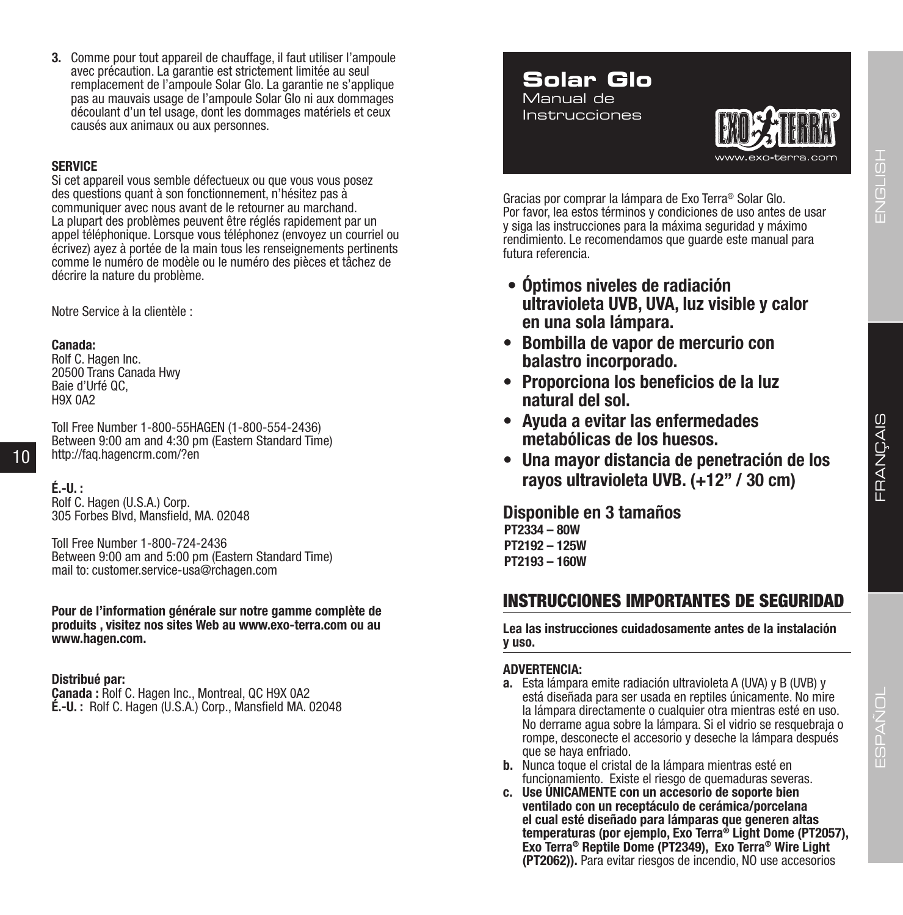3. Comme pour tout appareil de chauffage, il faut utiliser l'ampoule avec précaution. La garantie est strictement limitée au seul remplacement de l'ampoule Solar Glo. La garantie ne s'applique pas au mauvais usage de l'ampoule Solar Glo ni aux dommages découlant d'un tel usage, dont les dommages matériels et ceux causés aux animaux ou aux personnes.

**SERVICE**
Si cet appareil vous semble défectueux ou que vous vous posez des questions quant à son fonctionnement, n'hésitez pas à communiquer avec nous avant de le retourner au marchand. La plupart des problèmes peuvent être réglés rapidement par un appel téléphonique. Lorsque vous téléphonez (envoyez un courriel ou écrivez) ayez à portée de la main tous les renseignements pertinents comme le numéro de modèle ou le numéro des pièces et tâchez de décrire la nature du problème.

Notre Service à la clientèle :

**Canada:**
Rolf C. Hagen Inc.
20500 Trans Canada Hwy
Baie d'Urfé QC,
H9X 0A2

Toll Free Number 1-800-55HAGEN (1-800-554-2436)
Between 9:00 am and 4:30 pm (Eastern Standard Time)
http://faq.hagencrm.com/?en

**É.-U. :**
Rolf C. Hagen (U.S.A.) Corp.
305 Forbes Blvd, Mansfield, MA. 02048

Toll Free Number 1-800-724-2436
Between 9:00 am and 5:00 pm (Eastern Standard Time)
mail to: customer.service-usa@rchagen.com

**Pour de l'information générale sur notre gamme complète de produits , visitez nos sites Web au www.exo-terra.com ou au www.hagen.com.**

**Distribué par:**
**Canada :** Rolf C. Hagen Inc., Montreal, QC H9X 0A2
**É.-U. :** Rolf C. Hagen (U.S.A.) Corp., Mansfield MA. 02048

# Solar Glo

Manual de Instrucciones

EXO TERRA®
www.exo-terra.com

Gracias por comprar la lámpara de Exo Terra® Solar Glo. Por favor, lea estos términos y condiciones de uso antes de usar y siga las instrucciones para la máxima seguridad y máximo rendimiento. Le recomendamos que guarde este manual para futura referencia.

- **Óptimos niveles de radiación ultravioleta UVB, UVA, luz visible y calor en una sola lámpara.**
- **Bombilla de vapor de mercurio con balastro incorporado.**
- **Proporciona los beneficios de la luz natural del sol.**
- **Ayuda a evitar las enfermedades metabólicas de los huesos.**
- **Una mayor distancia de penetración de los rayos ultravioleta UVB. (+12" / 30 cm)**

**Disponible en 3 tamaños**
**PT2334 – 80W**
**PT2192 – 125W**
**PT2193 – 160W**

## INSTRUCCIONES IMPORTANTES DE SEGURIDAD

**Lea las instrucciones cuidadosamente antes de la instalación y uso.**

**ADVERTENCIA:**

**a.** Esta lámpara emite radiación ultravioleta A (UVA) y B (UVB) y está diseñada para ser usada en reptiles únicamente. No mire la lámpara directamente o cualquier otra mientras esté en uso. No derrame agua sobre la lámpara. Si el vidrio se resquebraja o rompe, desconecte el accesorio y deseche la lámpara después que se haya enfriado.

**b.** Nunca toque el cristal de la lámpara mientras esté en funcionamiento. Existe el riesgo de quemaduras severas.

**c.** **Use ÚNICAMENTE con un accesorio de soporte bien ventilado con un receptáculo de cerámica/porcelana el cual esté diseñado para lámparas que generen altas temperaturas (por ejemplo, Exo Terra® Light Dome (PT2057), Exo Terra® Reptile Dome (PT2349), Exo Terra® Wire Light (PT2062)).** Para evitar riesgos de incendio, NO use accesorios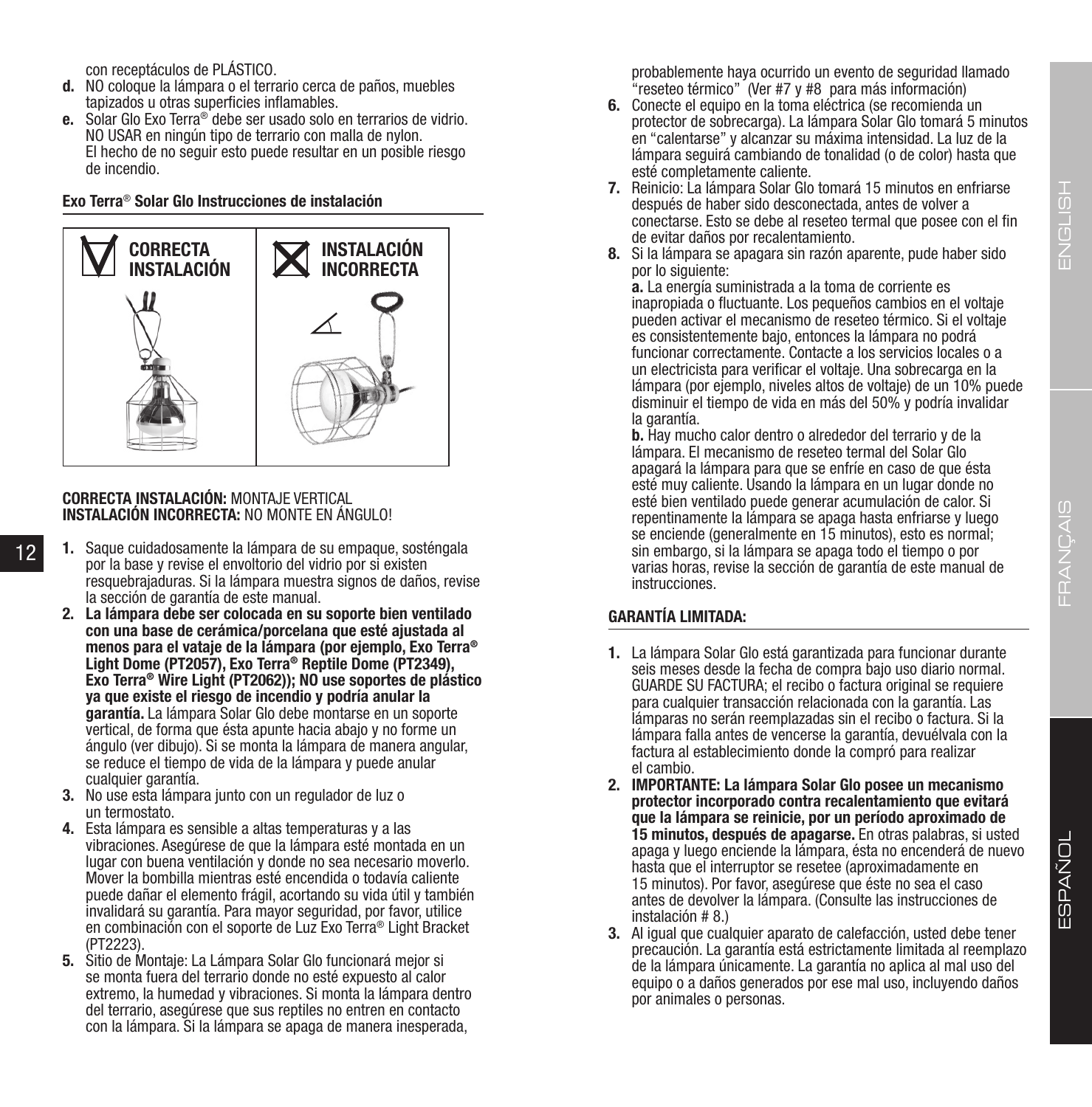con receptáculos de PLÁSTICO.

**d.** NO coloque la lámpara o el terrario cerca de paños, muebles tapizados u otras superficies inflamables.

**e.** Solar Glo Exo Terra® debe ser usado solo en terrarios de vidrio. NO USAR en ningún tipo de terrario con malla de nylon. El hecho de no seguir esto puede resultar en un posible riesgo de incendio.

**Exo Terra® Solar Glo Instrucciones de instalación**

| CORRECTA INSTALACIÓN | INSTALACIÓN INCORRECTA |
|---|---|

**CORRECTA INSTALACIÓN:** MONTAJE VERTICAL
**INSTALACIÓN INCORRECTA:** NO MONTE EN ÁNGULO!

1. Saque cuidadosamente la lámpara de su empaque, sosténgala por la base y revise el envoltorio del vidrio por si existen resquebrajaduras. Si la lámpara muestra signos de daños, revise la sección de garantía de este manual.
2. **La lámpara debe ser colocada en su soporte bien ventilado con una base de cerámica/porcelana que esté ajustada al menos para el vataje de la lámpara (por ejemplo, Exo Terra® Light Dome (PT2057), Exo Terra® Reptile Dome (PT2349), Exo Terra® Wire Light (PT2062)); NO use soportes de plástico ya que existe el riesgo de incendio y podría anular la garantía.** La lámpara Solar Glo debe montarse en un soporte vertical, de forma que ésta apunte hacia abajo y no forme un ángulo (ver dibujo). Si se monta la lámpara de manera angular, se reduce el tiempo de vida de la lámpara y puede anular cualquier garantía.
3. No use esta lámpara junto con un regulador de luz o un termostato.
4. Esta lámpara es sensible a altas temperaturas y a las vibraciones. Asegúrese de que la lámpara esté montada en un lugar con buena ventilación y donde no sea necesario moverlo. Mover la bombilla mientras esté encendida o todavía caliente puede dañar el elemento frágil, acortando su vida útil y también invalidará su garantía. Para mayor seguridad, por favor, utilice en combinación con el soporte de Luz Exo Terra® Light Bracket (PT2223).
5. Sitio de Montaje: La Lámpara Solar Glo funcionará mejor si se monta fuera del terrario donde no esté expuesto al calor extremo, la humedad y vibraciones. Si monta la lámpara dentro del terrario, asegúrese que sus reptiles no entren en contacto con la lámpara. Si la lámpara se apaga de manera inesperada, probablemente haya ocurrido un evento de seguridad llamado "reseteo térmico" (Ver #7 y #8 para más información)
6. Conecte el equipo en la toma eléctrica (se recomienda un protector de sobrecarga). La lámpara Solar Glo tomará 5 minutos en "calentarse" y alcanzar su máxima intensidad. La luz de la lámpara seguirá cambiando de tonalidad (o de color) hasta que esté completamente caliente.
7. Reinicio: La lámpara Solar Glo tomará 15 minutos en enfriarse después de haber sido desconectada, antes de volver a conectarse. Esto se debe al reseteo termal que posee con el fin de evitar daños por recalentamiento.
8. Si la lámpara se apagara sin razón aparente, pude haber sido por lo siguiente:
   **a.** La energía suministrada a la toma de corriente es inapropiada o fluctuante. Los pequeños cambios en el voltaje pueden activar el mecanismo de reseteo térmico. Si el voltaje es consistentemente bajo, entonces la lámpara no podrá funcionar correctamente. Contacte a los servicios locales o a un electricista para verificar el voltaje. Una sobrecarga en la lámpara (por ejemplo, niveles altos de voltaje) de un 10% puede disminuir el tiempo de vida en más del 50% y podría invalidar la garantía.
   **b.** Hay mucho calor dentro o alrededor del terrario y de la lámpara. El mecanismo de reseteo termal del Solar Glo apagará la lámpara para que se enfríe en caso de que ésta esté muy caliente. Usando la lámpara en un lugar donde no esté bien ventilado puede generar acumulación de calor. Si repentinamente la lámpara se apaga hasta enfriarse y luego se enciende (generalmente en 15 minutos), esto es normal; sin embargo, si la lámpara se apaga todo el tiempo o por varias horas, revise la sección de garantía de este manual de instrucciones.

**GARANTÍA LIMITADA:**

1. La lámpara Solar Glo está garantizada para funcionar durante seis meses desde la fecha de compra bajo uso diario normal. GUARDE SU FACTURA; el recibo o factura original se requiere para cualquier transacción relacionada con la garantía. Las lámparas no serán reemplazadas sin el recibo o factura. Si la lámpara falla antes de vencerse la garantía, devuélvala con la factura al establecimiento donde la compró para realizar el cambio.
2. **IMPORTANTE: La lámpara Solar Glo posee un mecanismo protector incorporado contra recalentamiento que evitará que la lámpara se reinicie, por un período aproximado de 15 minutos, después de apagarse.** En otras palabras, si usted apaga y luego enciende la lámpara, ésta no encenderá de nuevo hasta que el interruptor se resetee (aproximadamente en 15 minutos). Por favor, asegúrese que éste no sea el caso antes de devolver la lámpara. (Consulte las instrucciones de instalación # 8.)
3. Al igual que cualquier aparato de calefacción, usted debe tener precaución. La garantía está estrictamente limitada al reemplazo de la lámpara únicamente. La garantía no aplica al mal uso del equipo o a daños generados por ese mal uso, incluyendo daños por animales o personas.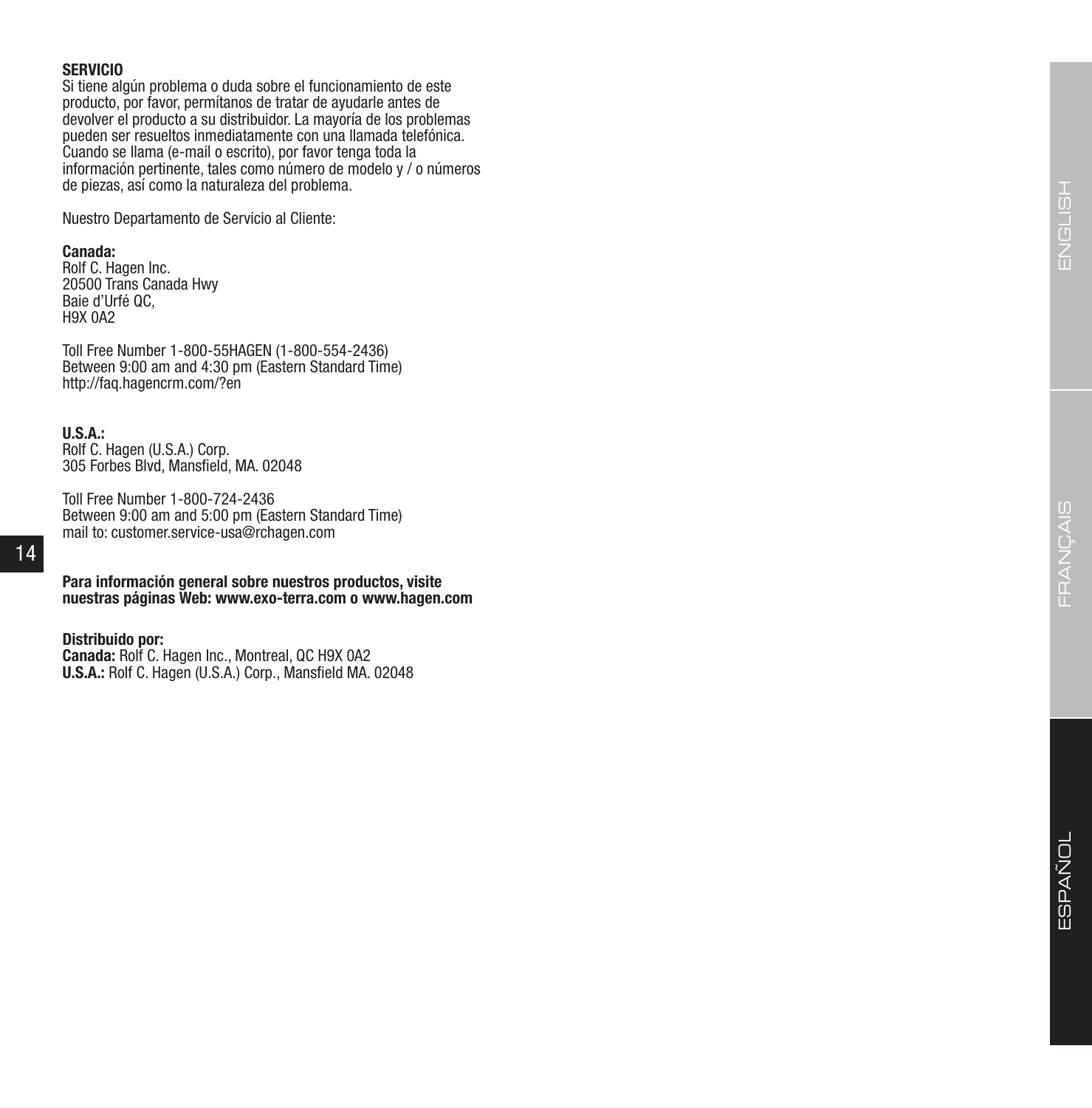## SERVICIO

Si tiene algún problema o duda sobre el funcionamiento de este producto, por favor, permítanos de tratar de ayudarle antes de devolver el producto a su distribuidor. La mayoría de los problemas pueden ser resueltos inmediatamente con una llamada telefónica. Cuando se llama (e-mail o escrito), por favor tenga toda la información pertinente, tales como número de modelo y / o números de piezas, así como la naturaleza del problema.

Nuestro Departamento de Servicio al Cliente:

**Canada:**
Rolf C. Hagen Inc.
20500 Trans Canada Hwy
Baie d'Urfé QC,
H9X 0A2

Toll Free Number 1-800-55HAGEN (1-800-554-2436)
Between 9:00 am and 4:30 pm (Eastern Standard Time)
http://faq.hagencrm.com/?en

**U.S.A.:**
Rolf C. Hagen (U.S.A.) Corp.
305 Forbes Blvd, Mansfield, MA. 02048

Toll Free Number 1-800-724-2436
Between 9:00 am and 5:00 pm (Eastern Standard Time)
mail to: customer.service-usa@rchagen.com

**Para información general sobre nuestros productos, visite nuestras páginas Web: www.exo-terra.com o www.hagen.com**

**Distribuido por:**
**Canada:** Rolf C. Hagen Inc., Montreal, QC H9X 0A2
**U.S.A.:** Rolf C. Hagen (U.S.A.) Corp., Mansfield MA. 02048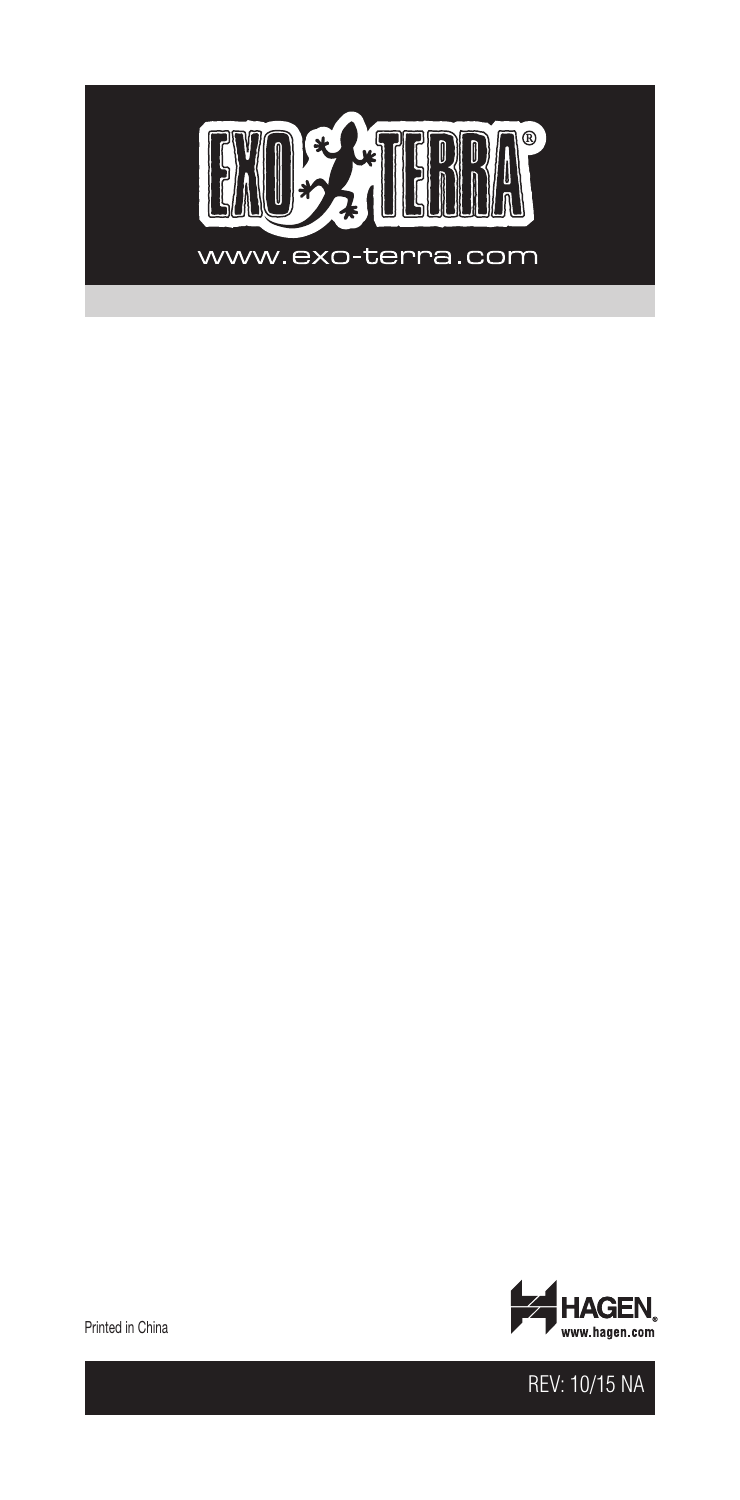EXO TERRA®

www.exo-terra.com

Printed in China

HAGEN®
www.hagen.com

REV: 10/15 NA